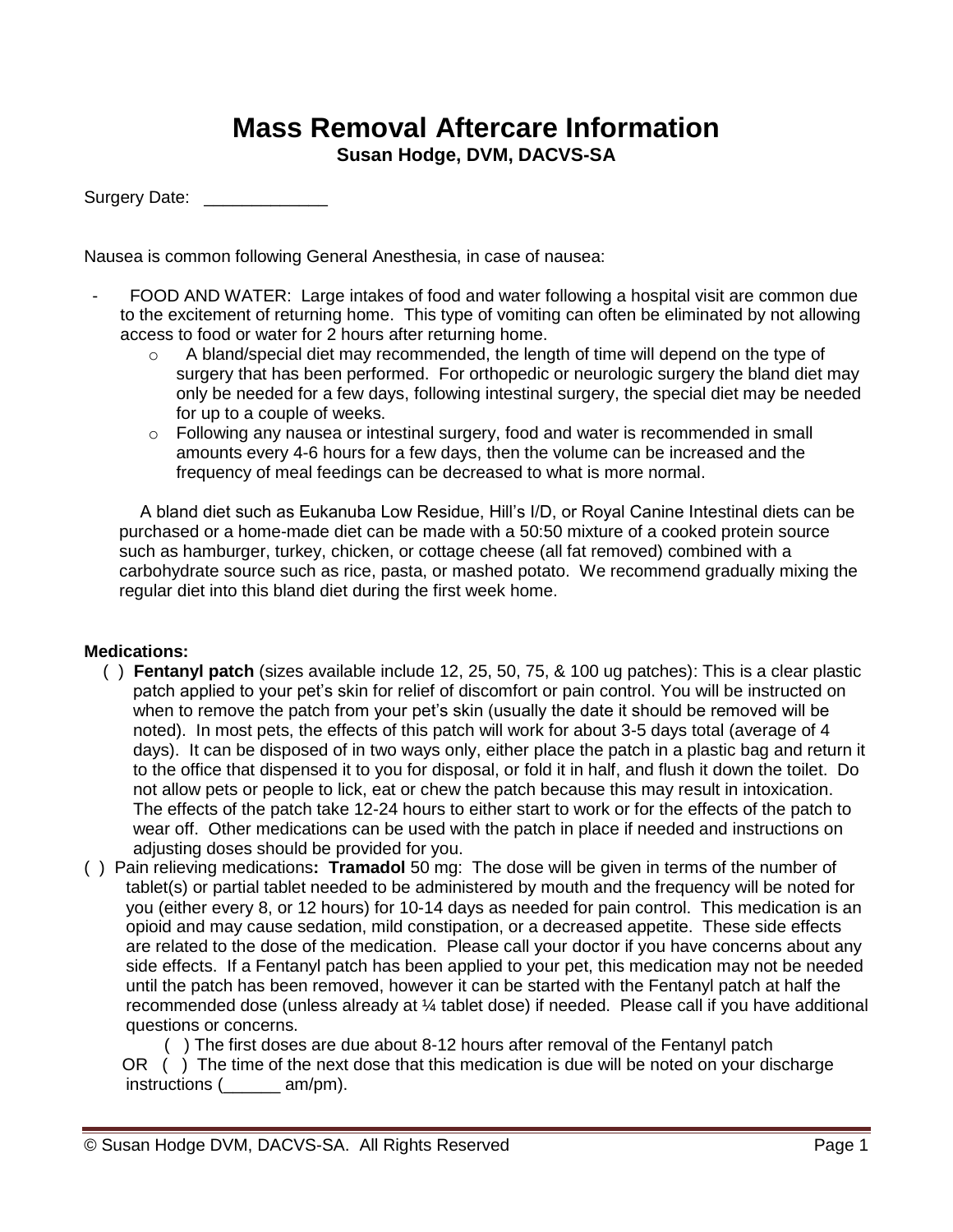# Mass Removal Aftercare Information

**Susan Hodge, DVM, DACVS-SA**

Surgery Date: _____________

Nausea is common following General Anesthesia, in case of nausea:

- FOOD AND WATER: Large intakes of food and water following a hospital visit are common due to the excitement of returning home. This type of vomiting can often be eliminated by not allowing access to food or water for 2 hours after returning home.
    - A bland/special diet may recommended, the length of time will depend on the type of surgery that has been performed. For orthopedic or neurologic surgery the bland diet may only be needed for a few days, following intestinal surgery, the special diet may be needed for up to a couple of weeks.
    - Following any nausea or intestinal surgery, food and water is recommended in small amounts every 4-6 hours for a few days, then the volume can be increased and the frequency of meal feedings can be decreased to what is more normal.

A bland diet such as Eukanuba Low Residue, Hill's I/D, or Royal Canine Intestinal diets can be purchased or a home-made diet can be made with a 50:50 mixture of a cooked protein source such as hamburger, turkey, chicken, or cottage cheese (all fat removed) combined with a carbohydrate source such as rice, pasta, or mashed potato. We recommend gradually mixing the regular diet into this bland diet during the first week home.

**Medications:**

( ) **Fentanyl patch** (sizes available include 12, 25, 50, 75, & 100 ug patches): This is a clear plastic patch applied to your pet's skin for relief of discomfort or pain control. You will be instructed on when to remove the patch from your pet's skin (usually the date it should be removed will be noted). In most pets, the effects of this patch will work for about 3-5 days total (average of 4 days). It can be disposed of in two ways only, either place the patch in a plastic bag and return it to the office that dispensed it to you for disposal, or fold it in half, and flush it down the toilet. Do not allow pets or people to lick, eat or chew the patch because this may result in intoxication. The effects of the patch take 12-24 hours to either start to work or for the effects of the patch to wear off. Other medications can be used with the patch in place if needed and instructions on adjusting doses should be provided for you.

( ) Pain relieving medications**: Tramadol** 50 mg: The dose will be given in terms of the number of tablet(s) or partial tablet needed to be administered by mouth and the frequency will be noted for you (either every 8, or 12 hours) for 10-14 days as needed for pain control. This medication is an opioid and may cause sedation, mild constipation, or a decreased appetite. These side effects are related to the dose of the medication. Please call your doctor if you have concerns about any side effects. If a Fentanyl patch has been applied to your pet, this medication may not be needed until the patch has been removed, however it can be started with the Fentanyl patch at half the recommended dose (unless already at ¼ tablet dose) if needed. Please call if you have additional questions or concerns.

( ) The first doses are due about 8-12 hours after removal of the Fentanyl patch

OR ( ) The time of the next dose that this medication is due will be noted on your discharge instructions (______ am/pm).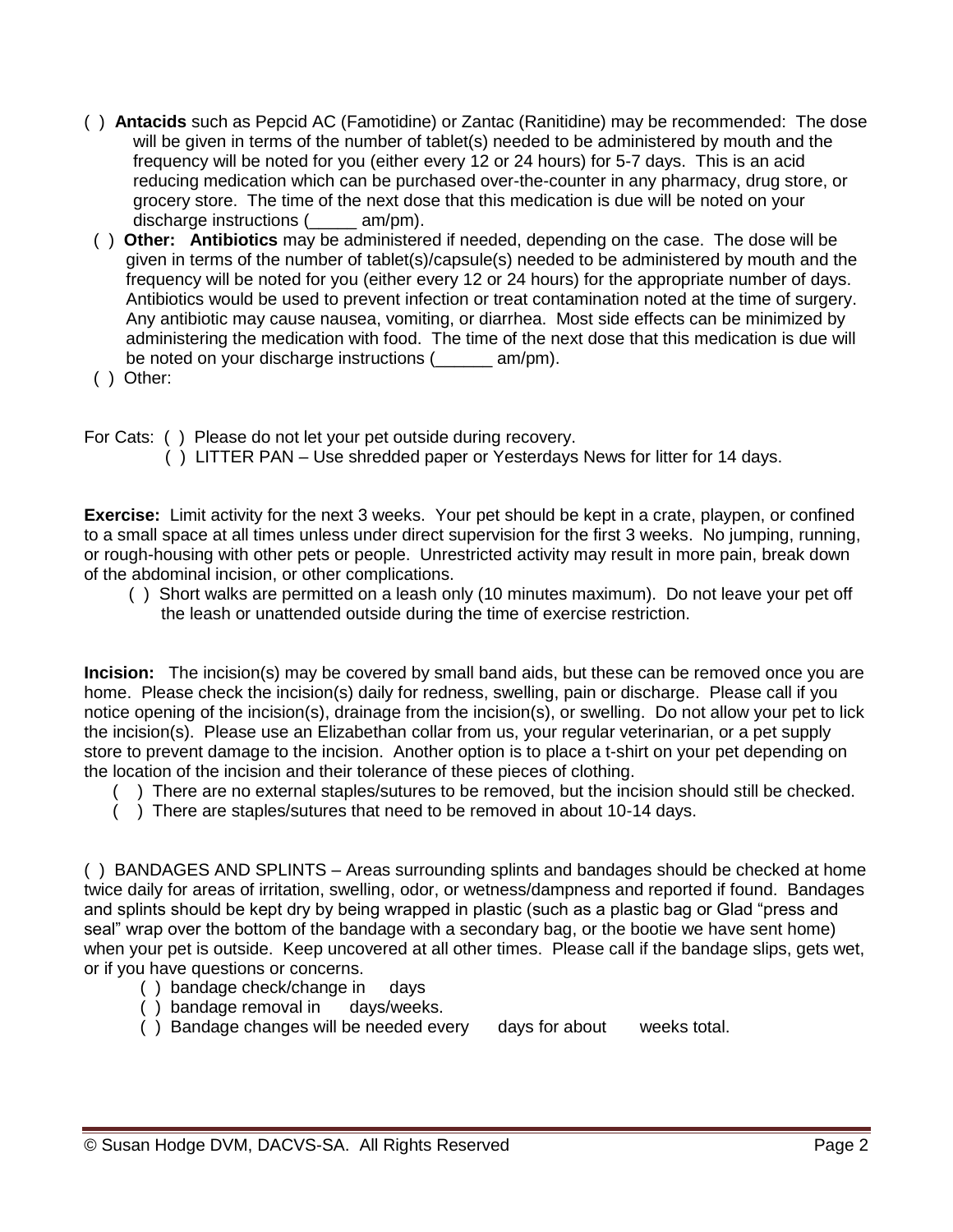( ) **Antacids** such as Pepcid AC (Famotidine) or Zantac (Ranitidine) may be recommended: The dose will be given in terms of the number of tablet(s) needed to be administered by mouth and the frequency will be noted for you (either every 12 or 24 hours) for 5-7 days. This is an acid reducing medication which can be purchased over-the-counter in any pharmacy, drug store, or grocery store. The time of the next dose that this medication is due will be noted on your discharge instructions (_____ am/pm).

( ) **Other: Antibiotics** may be administered if needed, depending on the case. The dose will be given in terms of the number of tablet(s)/capsule(s) needed to be administered by mouth and the frequency will be noted for you (either every 12 or 24 hours) for the appropriate number of days. Antibiotics would be used to prevent infection or treat contamination noted at the time of surgery. Any antibiotic may cause nausea, vomiting, or diarrhea. Most side effects can be minimized by administering the medication with food. The time of the next dose that this medication is due will be noted on your discharge instructions (______ am/pm).

( ) Other:

For Cats: ( ) Please do not let your pet outside during recovery.

( ) LITTER PAN – Use shredded paper or Yesterdays News for litter for 14 days.

**Exercise:** Limit activity for the next 3 weeks. Your pet should be kept in a crate, playpen, or confined to a small space at all times unless under direct supervision for the first 3 weeks. No jumping, running, or rough-housing with other pets or people. Unrestricted activity may result in more pain, break down of the abdominal incision, or other complications.

( ) Short walks are permitted on a leash only (10 minutes maximum). Do not leave your pet off the leash or unattended outside during the time of exercise restriction.

**Incision:** The incision(s) may be covered by small band aids, but these can be removed once you are home. Please check the incision(s) daily for redness, swelling, pain or discharge. Please call if you notice opening of the incision(s), drainage from the incision(s), or swelling. Do not allow your pet to lick the incision(s). Please use an Elizabethan collar from us, your regular veterinarian, or a pet supply store to prevent damage to the incision. Another option is to place a t-shirt on your pet depending on the location of the incision and their tolerance of these pieces of clothing.

( ) There are no external staples/sutures to be removed, but the incision should still be checked.

( ) There are staples/sutures that need to be removed in about 10-14 days.

( ) BANDAGES AND SPLINTS – Areas surrounding splints and bandages should be checked at home twice daily for areas of irritation, swelling, odor, or wetness/dampness and reported if found. Bandages and splints should be kept dry by being wrapped in plastic (such as a plastic bag or Glad "press and seal" wrap over the bottom of the bandage with a secondary bag, or the bootie we have sent home) when your pet is outside. Keep uncovered at all other times. Please call if the bandage slips, gets wet, or if you have questions or concerns.

( ) bandage check/change in days

( ) bandage removal in days/weeks.

( ) Bandage changes will be needed every days for about weeks total.

© Susan Hodge DVM, DACVS-SA. All Rights Reserved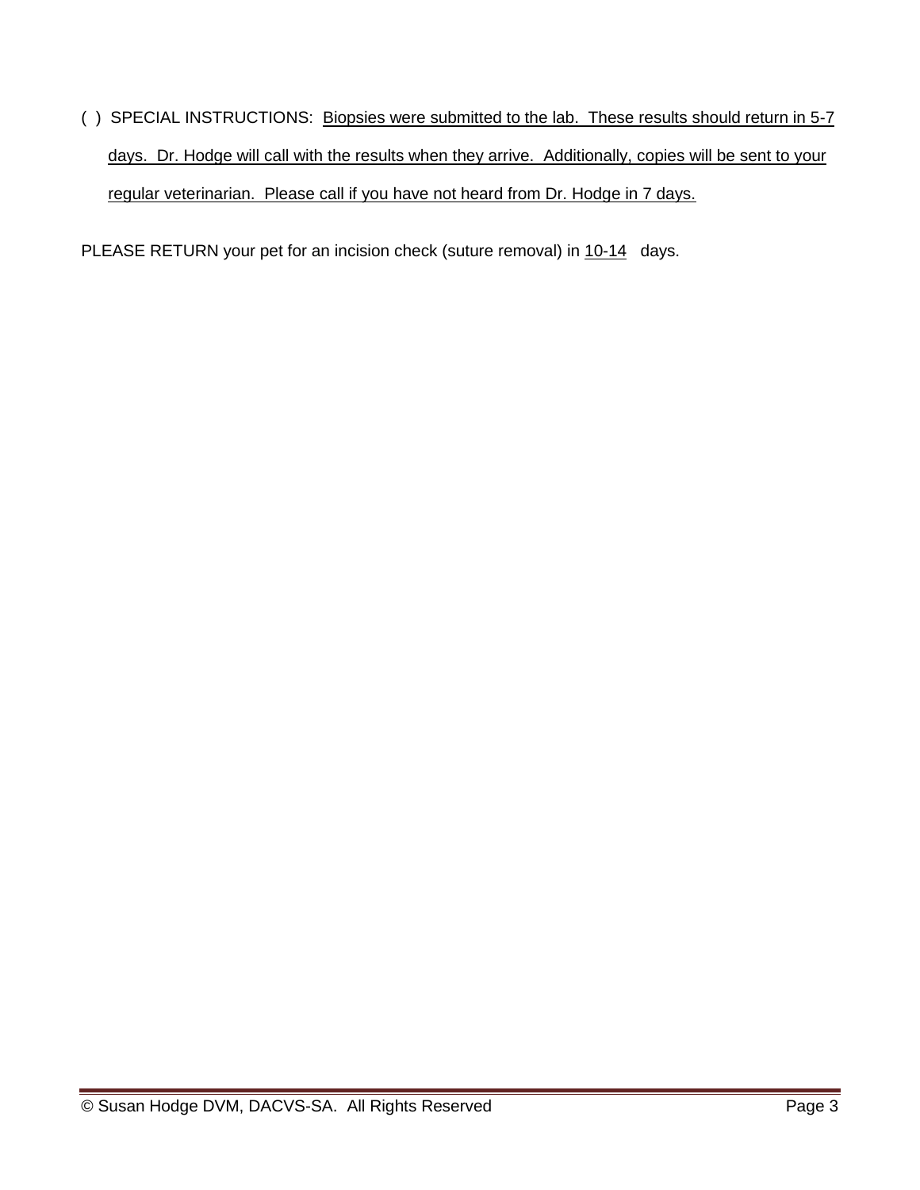( ) SPECIAL INSTRUCTIONS: Biopsies were submitted to the lab. These results should return in 5-7 days. Dr. Hodge will call with the results when they arrive. Additionally, copies will be sent to your regular veterinarian. Please call if you have not heard from Dr. Hodge in 7 days.

PLEASE RETURN your pet for an incision check (suture removal) in 10-14 days.